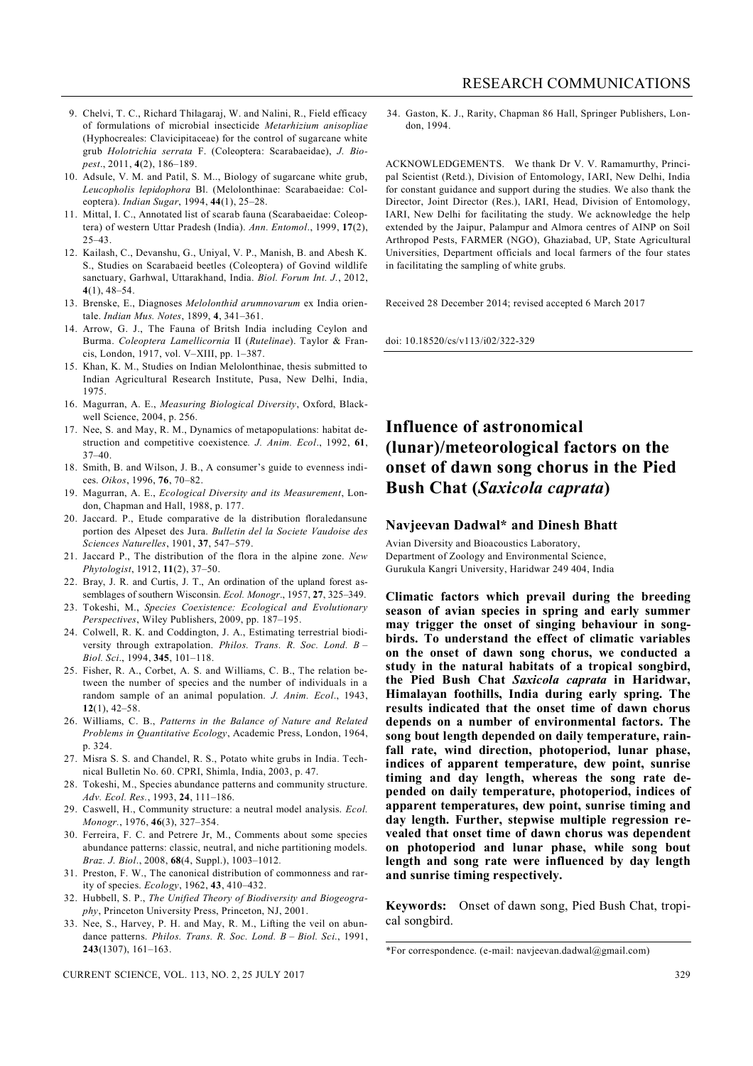9. Chelvi, T. C., Richard Thilagaraj, W. and Nalini, R., Field efficacy of formulations of microbial insecticide *Metarhizium anisopliae* (Hyphocreales: Clavicipitaceae) for the control of sugarcane white grub *Holotrichia serrata* F. (Coleoptera: Scarabaeidae), *J. Biopest*., 2011, **4**(2), 186–189.
10. Adsule, V. M. and Patil, S. M.., Biology of sugarcane white grub, *Leucopholis lepidophora* Bl. (Melolonthinae: Scarabaeidae: Coleoptera). *Indian Sugar*, 1994, **44**(1), 25–28.
11. Mittal, I. C., Annotated list of scarab fauna (Scarabaeidae: Coleoptera) of western Uttar Pradesh (India). *Ann. Entomol*., 1999, **17**(2), 25–43.
12. Kailash, C., Devanshu, G., Uniyal, V. P., Manish, B. and Abesh K. S., Studies on Scarabaeid beetles (Coleoptera) of Govind wildlife sanctuary, Garhwal, Uttarakhand, India. *Biol. Forum Int. J.*, 2012, **4**(1), 48–54.
13. Brenske, E., Diagnoses *Melolonthid arumnovarum* ex India orientale. *Indian Mus. Notes*, 1899, **4**, 341–361.
14. Arrow, G. J., The Fauna of Britsh India including Ceylon and Burma. *Coleoptera Lamellicornia* II (*Rutelinae*). Taylor & Francis, London, 1917, vol. V–XIII, pp. 1–387.
15. Khan, K. M., Studies on Indian Melolonthinae, thesis submitted to Indian Agricultural Research Institute, Pusa, New Delhi, India, 1975.
16. Magurran, A. E., *Measuring Biological Diversity*, Oxford, Blackwell Science, 2004, p. 256.
17. Nee, S. and May, R. M., Dynamics of metapopulations: habitat destruction and competitive coexistence. *J. Anim. Ecol*., 1992, **61**, 37–40.
18. Smith, B. and Wilson, J. B., A consumer's guide to evenness indices. *Oikos*, 1996, **76**, 70–82.
19. Magurran, A. E., *Ecological Diversity and its Measurement*, London, Chapman and Hall, 1988, p. 177.
20. Jaccard. P., Etude comparative de la distribution floraledansune portion des Alpeset des Jura. *Bulletin del la Societe Vaudoise des Sciences Naturelles*, 1901, **37**, 547–579.
21. Jaccard P., The distribution of the flora in the alpine zone. *New Phytologist*, 1912, **11**(2), 37–50.
22. Bray, J. R. and Curtis, J. T., An ordination of the upland forest assemblages of southern Wisconsin. *Ecol. Monogr*., 1957, **27**, 325–349.
23. Tokeshi, M., *Species Coexistence: Ecological and Evolutionary Perspectives*, Wiley Publishers, 2009, pp. 187–195.
24. Colwell, R. K. and Coddington, J. A., Estimating terrestrial biodiversity through extrapolation. *Philos. Trans. R. Soc. Lond. B – Biol. Sci*., 1994, **345**, 101–118.
25. Fisher, R. A., Corbet, A. S. and Williams, C. B., The relation between the number of species and the number of individuals in a random sample of an animal population. *J. Anim. Ecol*., 1943, **12**(1), 42–58.
26. Williams, C. B., *Patterns in the Balance of Nature and Related Problems in Quantitative Ecology*, Academic Press, London, 1964, p. 324.
27. Misra S. S. and Chandel, R. S., Potato white grubs in India. Technical Bulletin No. 60. CPRI, Shimla, India, 2003, p. 47.
28. Tokeshi, M., Species abundance patterns and community structure. *Adv. Ecol. Res.*, 1993, **24**, 111–186.
29. Caswell, H., Community structure: a neutral model analysis. *Ecol. Monogr.*, 1976, **46**(3), 327–354.
30. Ferreira, F. C. and Petrere Jr, M., Comments about some species abundance patterns: classic, neutral, and niche partitioning models. *Braz. J. Biol*., 2008, **68**(4, Suppl.), 1003–1012.
31. Preston, F. W., The canonical distribution of commonness and rarity of species. *Ecology*, 1962, **43**, 410–432.
32. Hubbell, S. P., *The Unified Theory of Biodiversity and Biogeography*, Princeton University Press, Princeton, NJ, 2001.
33. Nee, S., Harvey, P. H. and May, R. M., Lifting the veil on abundance patterns. *Philos. Trans. R. Soc. Lond. B – Biol. Sci*., 1991, **243**(1307), 161–163.
34. Gaston, K. J., Rarity, Chapman 86 Hall, Springer Publishers, London, 1994.

ACKNOWLEDGEMENTS. We thank Dr V. V. Ramamurthy, Principal Scientist (Retd.), Division of Entomology, IARI, New Delhi, India for constant guidance and support during the studies. We also thank the Director, Joint Director (Res.), IARI, Head, Division of Entomology, IARI, New Delhi for facilitating the study. We acknowledge the help extended by the Jaipur, Palampur and Almora centres of AINP on Soil Arthropod Pests, FARMER (NGO), Ghaziabad, UP, State Agricultural Universities, Department officials and local farmers of the four states in facilitating the sampling of white grubs.

Received 28 December 2014; revised accepted 6 March 2017

doi: 10.18520/cs/v113/i02/322-329

# Influence of astronomical (lunar)/meteorological factors on the onset of dawn song chorus in the Pied Bush Chat (*Saxicola caprata*)

**Navjeevan Dadwal\* and Dinesh Bhatt**

Avian Diversity and Bioacoustics Laboratory,
Department of Zoology and Environmental Science,
Gurukula Kangri University, Haridwar 249 404, India

**Climatic factors which prevail during the breeding season of avian species in spring and early summer may trigger the onset of singing behaviour in songbirds. To understand the effect of climatic variables on the onset of dawn song chorus, we conducted a study in the natural habitats of a tropical songbird, the Pied Bush Chat *Saxicola caprata* in Haridwar, Himalayan foothills, India during early spring. The results indicated that the onset time of dawn chorus depends on a number of environmental factors. The song bout length depended on daily temperature, rainfall rate, wind direction, photoperiod, lunar phase, indices of apparent temperature, dew point, sunrise timing and day length, whereas the song rate depended on daily temperature, photoperiod, indices of apparent temperatures, dew point, sunrise timing and day length. Further, stepwise multiple regression revealed that onset time of dawn chorus was dependent on photoperiod and lunar phase, while song bout length and song rate were influenced by day length and sunrise timing respectively.**

**Keywords:** Onset of dawn song, Pied Bush Chat, tropical songbird.

\*For correspondence. (e-mail: navjeevan.dadwal@gmail.com)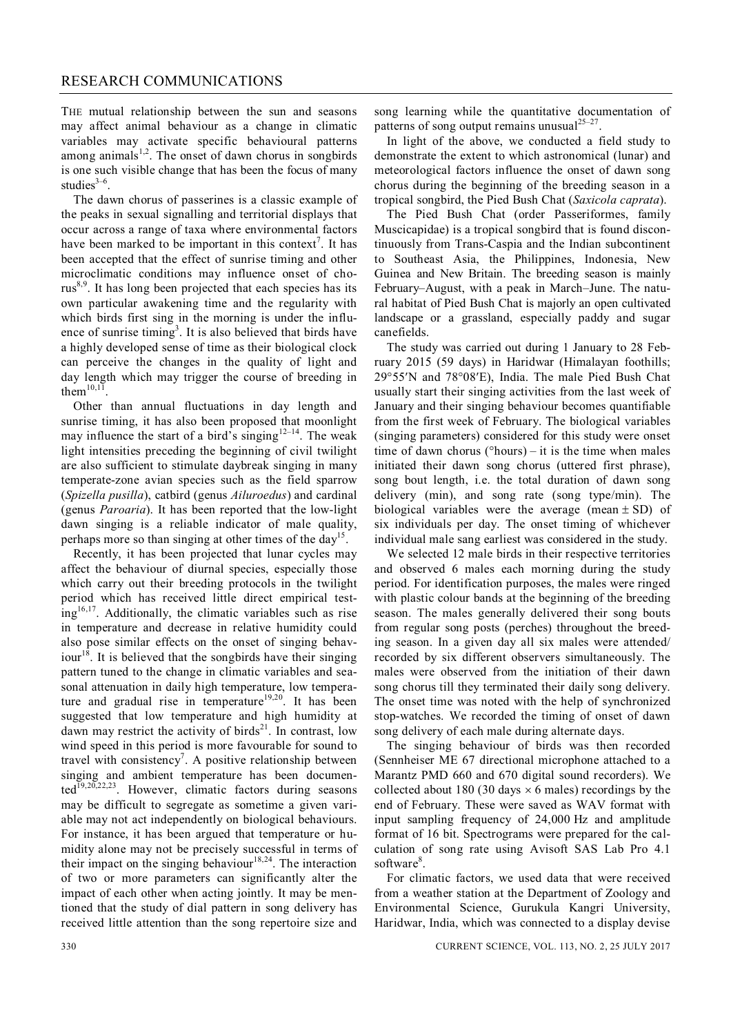The mutual relationship between the sun and seasons may affect animal behaviour as a change in climatic variables may activate specific behavioural patterns among animals[1,2]. The onset of dawn chorus in songbirds is one such visible change that has been the focus of many studies[3–6].

The dawn chorus of passerines is a classic example of the peaks in sexual signalling and territorial displays that occur across a range of taxa where environmental factors have been marked to be important in this context[7]. It has been accepted that the effect of sunrise timing and other microclimatic conditions may influence onset of chorus[8,9]. It has long been projected that each species has its own particular awakening time and the regularity with which birds first sing in the morning is under the influence of sunrise timing[3]. It is also believed that birds have a highly developed sense of time as their biological clock can perceive the changes in the quality of light and day length which may trigger the course of breeding in them[10,11].

Other than annual fluctuations in day length and sunrise timing, it has also been proposed that moonlight may influence the start of a bird's singing[12–14]. The weak light intensities preceding the beginning of civil twilight are also sufficient to stimulate daybreak singing in many temperate-zone avian species such as the field sparrow (*Spizella pusilla*), catbird (genus *Ailuroedus*) and cardinal (genus *Paroaria*). It has been reported that the low-light dawn singing is a reliable indicator of male quality, perhaps more so than singing at other times of the day[15].

Recently, it has been projected that lunar cycles may affect the behaviour of diurnal species, especially those which carry out their breeding protocols in the twilight period which has received little direct empirical testing[16,17]. Additionally, the climatic variables such as rise in temperature and decrease in relative humidity could also pose similar effects on the onset of singing behaviour[18]. It is believed that the songbirds have their singing pattern tuned to the change in climatic variables and seasonal attenuation in daily high temperature, low temperature and gradual rise in temperature[19,20]. It has been suggested that low temperature and high humidity at dawn may restrict the activity of birds[21]. In contrast, low wind speed in this period is more favourable for sound to travel with consistency[7]. A positive relationship between singing and ambient temperature has been documented[19,20,22,23]. However, climatic factors during seasons may be difficult to segregate as sometime a given variable may not act independently on biological behaviours. For instance, it has been argued that temperature or humidity alone may not be precisely successful in terms of their impact on the singing behaviour[18,24]. The interaction of two or more parameters can significantly alter the impact of each other when acting jointly. It may be mentioned that the study of dial pattern in song delivery has received little attention than the song repertoire size and song learning while the quantitative documentation of patterns of song output remains unusual[25–27].

In light of the above, we conducted a field study to demonstrate the extent to which astronomical (lunar) and meteorological factors influence the onset of dawn song chorus during the beginning of the breeding season in a tropical songbird, the Pied Bush Chat (*Saxicola caprata*).

The Pied Bush Chat (order Passeriformes, family Muscicapidae) is a tropical songbird that is found discontinuously from Trans-Caspia and the Indian subcontinent to Southeast Asia, the Philippines, Indonesia, New Guinea and New Britain. The breeding season is mainly February–August, with a peak in March–June. The natural habitat of Pied Bush Chat is majorly an open cultivated landscape or a grassland, especially paddy and sugar canefields.

The study was carried out during 1 January to 28 February 2015 (59 days) in Haridwar (Himalayan foothills; 29°55′N and 78°08′E), India. The male Pied Bush Chat usually start their singing activities from the last week of January and their singing behaviour becomes quantifiable from the first week of February. The biological variables (singing parameters) considered for this study were onset time of dawn chorus (°hours) – it is the time when males initiated their dawn song chorus (uttered first phrase), song bout length, i.e. the total duration of dawn song delivery (min), and song rate (song type/min). The biological variables were the average (mean ± SD) of six individuals per day. The onset timing of whichever individual male sang earliest was considered in the study.

We selected 12 male birds in their respective territories and observed 6 males each morning during the study period. For identification purposes, the males were ringed with plastic colour bands at the beginning of the breeding season. The males generally delivered their song bouts from regular song posts (perches) throughout the breeding season. In a given day all six males were attended/recorded by six different observers simultaneously. The males were observed from the initiation of their dawn song chorus till they terminated their daily song delivery. The onset time was noted with the help of synchronized stop-watches. We recorded the timing of onset of dawn song delivery of each male during alternate days.

The singing behaviour of birds was then recorded (Sennheiser ME 67 directional microphone attached to a Marantz PMD 660 and 670 digital sound recorders). We collected about 180 (30 days × 6 males) recordings by the end of February. These were saved as WAV format with input sampling frequency of 24,000 Hz and amplitude format of 16 bit. Spectrograms were prepared for the calculation of song rate using Avisoft SAS Lab Pro 4.1 software[8].

For climatic factors, we used data that were received from a weather station at the Department of Zoology and Environmental Science, Gurukula Kangri University, Haridwar, India, which was connected to a display devise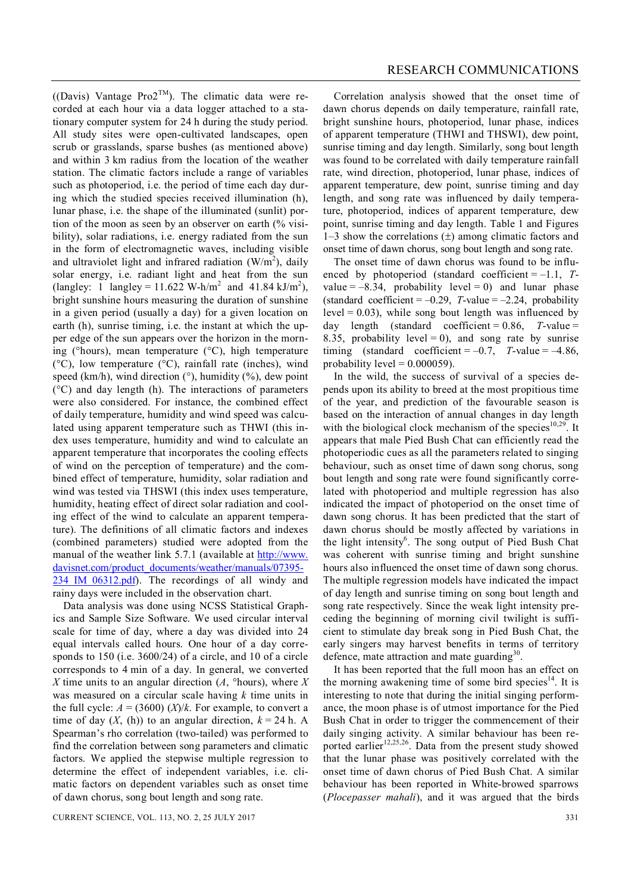((Davis) Vantage Pro2™). The climatic data were recorded at each hour via a data logger attached to a stationary computer system for 24 h during the study period. All study sites were open-cultivated landscapes, open scrub or grasslands, sparse bushes (as mentioned above) and within 3 km radius from the location of the weather station. The climatic factors include a range of variables such as photoperiod, i.e. the period of time each day during which the studied species received illumination (h), lunar phase, i.e. the shape of the illuminated (sunlit) portion of the moon as seen by an observer on earth (% visibility), solar radiations, i.e. energy radiated from the sun in the form of electromagnetic waves, including visible and ultraviolet light and infrared radiation (W/m$^2$), daily solar energy, i.e. radiant light and heat from the sun (langley: 1 langley = 11.622 W-h/m$^2$ and 41.84 kJ/m$^2$), bright sunshine hours measuring the duration of sunshine in a given period (usually a day) for a given location on earth (h), sunrise timing, i.e. the instant at which the upper edge of the sun appears over the horizon in the morning (°hours), mean temperature (°C), high temperature (°C), low temperature (°C), rainfall rate (inches), wind speed (km/h), wind direction (°), humidity (%), dew point (°C) and day length (h). The interactions of parameters were also considered. For instance, the combined effect of daily temperature, humidity and wind speed was calculated using apparent temperature such as THWI (this index uses temperature, humidity and wind to calculate an apparent temperature that incorporates the cooling effects of wind on the perception of temperature) and the combined effect of temperature, humidity, solar radiation and wind was tested via THSWI (this index uses temperature, humidity, heating effect of direct solar radiation and cooling effect of the wind to calculate an apparent temperature). The definitions of all climatic factors and indexes (combined parameters) studied were adopted from the manual of the weather link 5.7.1 (available at http://www.davisnet.com/product_documents/weather/manuals/07395-234_IM_06312.pdf). The recordings of all windy and rainy days were included in the observation chart.

Data analysis was done using NCSS Statistical Graphics and Sample Size Software. We used circular interval scale for time of day, where a day was divided into 24 equal intervals called hours. One hour of a day corresponds to 150 (i.e. 3600/24) of a circle, and 10 of a circle corresponds to 4 min of a day. In general, we converted $X$ time units to an angular direction ($A$, °hours), where $X$ was measured on a circular scale having $k$ time units in the full cycle: $A = (3600)(X)/k$. For example, to convert a time of day ($X$, (h)) to an angular direction, $k = 24$ h. A Spearman's rho correlation (two-tailed) was performed to find the correlation between song parameters and climatic factors. We applied the stepwise multiple regression to determine the effect of independent variables, i.e. climatic factors on dependent variables such as onset time of dawn chorus, song bout length and song rate.

Correlation analysis showed that the onset time of dawn chorus depends on daily temperature, rainfall rate, bright sunshine hours, photoperiod, lunar phase, indices of apparent temperature (THWI and THSWI), dew point, sunrise timing and day length. Similarly, song bout length was found to be correlated with daily temperature rainfall rate, wind direction, photoperiod, lunar phase, indices of apparent temperature, dew point, sunrise timing and day length, and song rate was influenced by daily temperature, photoperiod, indices of apparent temperature, dew point, sunrise timing and day length. Table 1 and Figures 1–3 show the correlations (±) among climatic factors and onset time of dawn chorus, song bout length and song rate.

The onset time of dawn chorus was found to be influenced by photoperiod (standard coefficient = –1.1, $T$-value = –8.34, probability level = 0) and lunar phase (standard coefficient = –0.29, $T$-value = –2.24, probability level = 0.03), while song bout length was influenced by day length (standard coefficient = 0.86, $T$-value = 8.35, probability level = 0), and song rate by sunrise timing (standard coefficient = –0.7, $T$-value = –4.86, probability level = 0.000059).

In the wild, the success of survival of a species depends upon its ability to breed at the most propitious time of the year, and prediction of the favourable season is based on the interaction of annual changes in day length with the biological clock mechanism of the species[10,29]. It appears that male Pied Bush Chat can efficiently read the photoperiodic cues as all the parameters related to singing behaviour, such as onset time of dawn song chorus, song bout length and song rate were found significantly correlated with photoperiod and multiple regression has also indicated the impact of photoperiod on the onset time of dawn song chorus. It has been predicted that the start of dawn chorus should be mostly affected by variations in the light intensity[6]. The song output of Pied Bush Chat was coherent with sunrise timing and bright sunshine hours also influenced the onset time of dawn song chorus. The multiple regression models have indicated the impact of day length and sunrise timing on song bout length and song rate respectively. Since the weak light intensity preceding the beginning of morning civil twilight is sufficient to stimulate day break song in Pied Bush Chat, the early singers may harvest benefits in terms of territory defence, mate attraction and mate guarding[30].

It has been reported that the full moon has an effect on the morning awakening time of some bird species[14]. It is interesting to note that during the initial singing performance, the moon phase is of utmost importance for the Pied Bush Chat in order to trigger the commencement of their daily singing activity. A similar behaviour has been reported earlier[12,25,26]. Data from the present study showed that the lunar phase was positively correlated with the onset time of dawn chorus of Pied Bush Chat. A similar behaviour has been reported in White-browed sparrows (*Plocepasser mahali*), and it was argued that the birds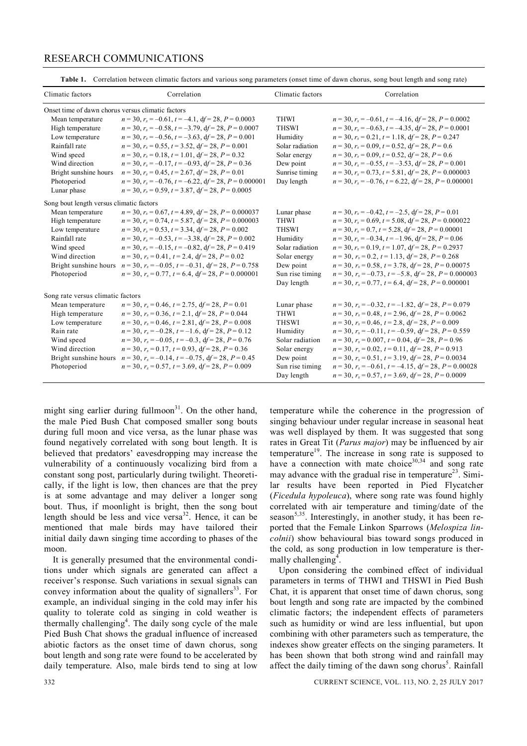**Table 1.** Correlation between climatic factors and various song parameters (onset time of dawn chorus, song bout length and song rate)

| Climatic factors | Correlation | Climatic factors | Correlation |
|---|---|---|---|
| *Onset time of dawn chorus versus climatic factors* | | | |
| Mean temperature | $n = 30$, $r_s = -0.61$, $t = -4.1$, d$f = 28$, $P = 0.0003$ | THWI | $n = 30$, $r_s = -0.61$, $t = -4.16$, d$f = 28$, $P = 0.0002$ |
| High temperature | $n = 30$, $r_s = -0.58$, $t = -3.79$, d$f = 28$, $P = 0.0007$ | THSWI | $n = 30$, $r_s = -0.63$, $t = -4.35$, d$f = 28$, $P = 0.0001$ |
| Low temperature | $n = 30$, $r_s = -0.56$, $t = -3.63$, d$f = 28$, $P = 0.001$ | Humidity | $n = 30$, $r_s = 0.21$, $t = 1.18$, d$f = 28$, $P = 0.247$ |
| Rainfall rate | $n = 30$, $r_s = 0.55$, $t = 3.52$, d$f = 28$, $P = 0.001$ | Solar radiation | $n = 30$, $r_s = 0.09$, $t = 0.52$, d$f = 28$, $P = 0.6$ |
| Wind speed | $n = 30$, $r_s = 0.18$, $t = 1.01$, d$f = 28$, $P = 0.32$ | Solar energy | $n = 30$, $r_s = 0.09$, $t = 0.52$, d$f = 28$, $P = 0.6$ |
| Wind direction | $n = 30$, $r_s = -0.17$, $t = -0.93$, d$f = 28$, $P = 0.36$ | Dew point | $n = 30$, $r_s = -0.55$, $t = -3.53$, d$f = 28$, $P = 0.001$ |
| Bright sunshine hours | $n = 30$, $r_s = 0.45$, $t = 2.67$, d$f = 28$, $P = 0.01$ | Sunrise timing | $n = 30$, $r_s = 0.73$, $t = 5.81$, d$f = 28$, $P = 0.000003$ |
| Photoperiod | $n = 30$, $r_s = -0.76$, $t = -6.22$, d$f = 28$, $P = 0.000001$ | Day length | $n = 30$, $r_s = -0.76$, $t = 6.22$, d$f = 28$, $P = 0.000001$ |
| Lunar phase | $n = 30$, $r_s = 0.59$, $t = 3.87$, d$f = 28$, $P = 0.0005$ | | |
| *Song bout length versus climatic factors* | | | |
| Mean temperature | $n = 30$, $r_s = 0.67$, $t = 4.89$, d$f = 28$, $P = 0.000037$ | Lunar phase | $n = 30$, $r_s = -0.42$, $t = -2.5$, d$f = 28$, $P = 0.01$ |
| High temperature | $n = 30$, $r_s = 0.74$, $t = 5.87$, d$f = 28$, $P = 0.000003$ | THWI | $n = 30$, $r_s = 0.69$, $t = 5.08$, d$f = 28$, $P = 0.000022$ |
| Low temperature | $n = 30$, $r_s = 0.53$, $t = 3.34$, d$f = 28$, $P = 0.002$ | THSWI | $n = 30$, $r_s = 0.7$, $t = 5.28$, d$f = 28$, $P = 0.00001$ |
| Rainfall rate | $n = 30$, $r_s = -0.53$, $t = -3.38$, d$f = 28$, $P = 0.002$ | Humidity | $n = 30$, $r_s = -0.34$, $t = -1.96$, d$f = 28$, $P = 0.06$ |
| Wind speed | $n = 30$, $r_s = -0.15$, $t = -0.82$, d$f = 28$, $P = 0.419$ | Solar radiation | $n = 30$, $r_s = 0.19$, $t = 1.07$, d$f = 28$, $P = 0.2937$ |
| Wind direction | $n = 30$, $r_s = 0.41$, $t = 2.4$, d$f = 28$, $P = 0.02$ | Solar energy | $n = 30$, $r_s = 0.2$, $t = 1.13$, d$f = 28$, $P = 0.268$ |
| Bright sunshine hours | $n = 30$, $r_s = -0.05$, $t = -0.31$, d$f = 28$, $P = 0.758$ | Dew point | $n = 30$, $r_s = 0.58$, $t = 3.78$, d$f = 28$, $P = 0.00075$ |
| Photoperiod | $n = 30$, $r_s = 0.77$, $t = 6.4$, d$f = 28$, $P = 0.000001$ | Sun rise timing | $n = 30$, $r_s = -0.73$, $t = -5.8$, d$f = 28$, $P = 0.000003$ |
| | | Day length | $n = 30$, $r_s = 0.77$, $t = 6.4$, d$f = 28$, $P = 0.000001$ |
| *Song rate versus climatic factors* | | | |
| Mean temperature | $n = 30$, $r_s = 0.46$, $t = 2.75$, d$f = 28$, $P = 0.01$ | Lunar phase | $n = 30$, $r_s = -0.32$, $t = -1.82$, d$f = 28$, $P = 0.079$ |
| High temperature | $n = 30$, $r_s = 0.36$, $t = 2.1$, d$f = 28$, $P = 0.044$ | THWI | $n = 30$, $r_s = 0.48$, $t = 2.96$, d$f = 28$, $P = 0.0062$ |
| Low temperature | $n = 30$, $r_s = 0.46$, $t = 2.81$, d$f = 28$, $P = 0.008$ | THSWI | $n = 30$, $r_s = 0.46$, $t = 2.8$, d$f = 28$, $P = 0.009$ |
| Rain rate | $n = 30$, $r_s = -0.28$, $t = -1.6$, d$f = 28$, $P = 0.12$ | Humidity | $n = 30$, $r_s = -0.11$, $t = -0.59$, d$f = 28$, $P = 0.559$ |
| Wind speed | $n = 30$, $r_s = -0.05$, $t = -0.3$, d$f = 28$, $P = 0.76$ | Solar radiation | $n = 30$, $r_s = 0.007$, $t = 0.04$, d$f = 28$, $P = 0.96$ |
| Wind direction | $n = 30$, $r_s = 0.17$, $t = 0.93$, d$f = 28$, $P = 0.36$ | Solar energy | $n = 30$, $r_s = 0.02$, $t = 0.11$, d$f = 28$, $P = 0.913$ |
| Bright sunshine hours | $n = 30$, $r_s = -0.14$, $t = -0.75$, d$f = 28$, $P = 0.45$ | Dew point | $n = 30$, $r_s = 0.51$, $t = 3.19$, d$f = 28$, $P = 0.0034$ |
| Photoperiod | $n = 30$, $r_s = 0.57$, $t = 3.69$, d$f = 28$, $P = 0.009$ | Sun rise timing | $n = 30$, $r_s = -0.61$, $t = -4.15$, d$f = 28$, $P = 0.00028$ |
| | | Day length | $n = 30$, $r_s = 0.57$, $t = 3.69$, d$f = 28$, $P = 0.0009$ |

might sing earlier during fullmoon[31]. On the other hand, the male Pied Bush Chat composed smaller song bouts during full moon and vice versa, as the lunar phase was found negatively correlated with song bout length. It is believed that predators' eavesdropping may increase the vulnerability of a continuously vocalizing bird from a constant song post, particularly during twilight. Theoretically, if the light is low, then chances are that the prey is at some advantage and may deliver a longer song bout. Thus, if moonlight is bright, then the song bout length should be less and vice versa[32]. Hence, it can be mentioned that male birds may have tailored their initial daily dawn singing time according to phases of the moon.

It is generally presumed that the environmental conditions under which signals are generated can affect a receiver's response. Such variations in sexual signals can convey information about the quality of signallers[33]. For example, an individual singing in the cold may infer his quality to tolerate cold as singing in cold weather is thermally challenging[4]. The daily song cycle of the male Pied Bush Chat shows the gradual influence of increased abiotic factors as the onset time of dawn chorus, song bout length and song rate were found to be accelerated by daily temperature. Also, male birds tend to sing at low temperature while the coherence in the progression of singing behaviour under regular increase in seasonal heat was well displayed by them. It was suggested that song rates in Great Tit (*Parus major*) may be influenced by air temperature[19]. The increase in song rate is supposed to have a connection with mate choice[30,34] and song rate may advance with the gradual rise in temperature[23]. Similar results have been reported in Pied Flycatcher (*Ficedula hypoleuca*), where song rate was found highly correlated with air temperature and timing/date of the season[5,35]. Interestingly, in another study, it has been reported that the Female Linkon Sparrows (*Melospiza lincolnii*) show behavioural bias toward songs produced in the cold, as song production in low temperature is thermally challenging[4].

Upon considering the combined effect of individual parameters in terms of THWI and THSWI in Pied Bush Chat, it is apparent that onset time of dawn chorus, song bout length and song rate are impacted by the combined climatic factors; the independent effects of parameters such as humidity or wind are less influential, but upon combining with other parameters such as temperature, the indexes show greater effects on the singing parameters. It has been shown that both strong wind and rainfall may affect the daily timing of the dawn song chorus[5]. Rainfall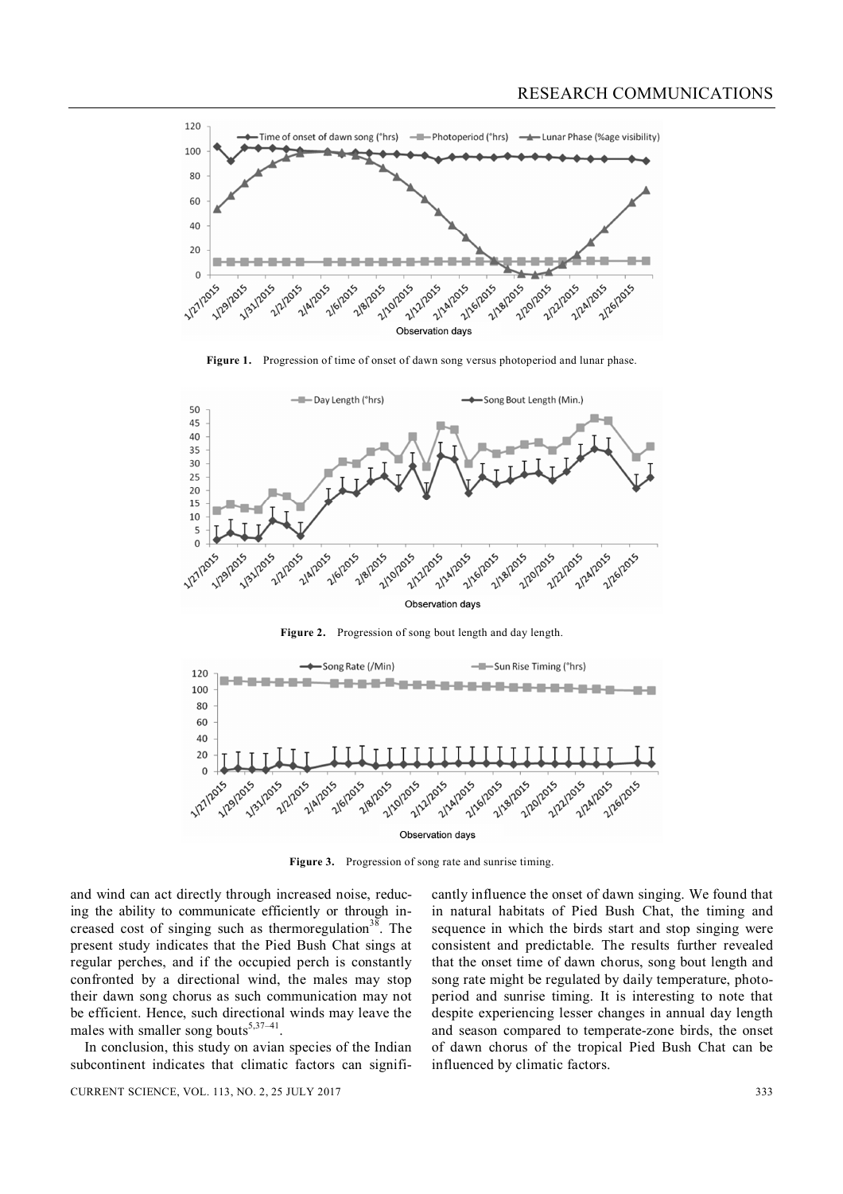Figure 1. Progression of time of onset of dawn song versus photoperiod and lunar phase.

Figure 2. Progression of song bout length and day length.

Figure 3. Progression of song rate and sunrise timing.

and wind can act directly through increased noise, reducing the ability to communicate efficiently or through increased cost of singing such as thermoregulation[38]. The present study indicates that the Pied Bush Chat sings at regular perches, and if the occupied perch is constantly confronted by a directional wind, the males may stop their dawn song chorus as such communication may not be efficient. Hence, such directional winds may leave the males with smaller song bouts[5,37–41].

In conclusion, this study on avian species of the Indian subcontinent indicates that climatic factors can significantly influence the onset of dawn singing. We found that in natural habitats of Pied Bush Chat, the timing and sequence in which the birds start and stop singing were consistent and predictable. The results further revealed that the onset time of dawn chorus, song bout length and song rate might be regulated by daily temperature, photoperiod and sunrise timing. It is interesting to note that despite experiencing lesser changes in annual day length and season compared to temperate-zone birds, the onset of dawn chorus of the tropical Pied Bush Chat can be influenced by climatic factors.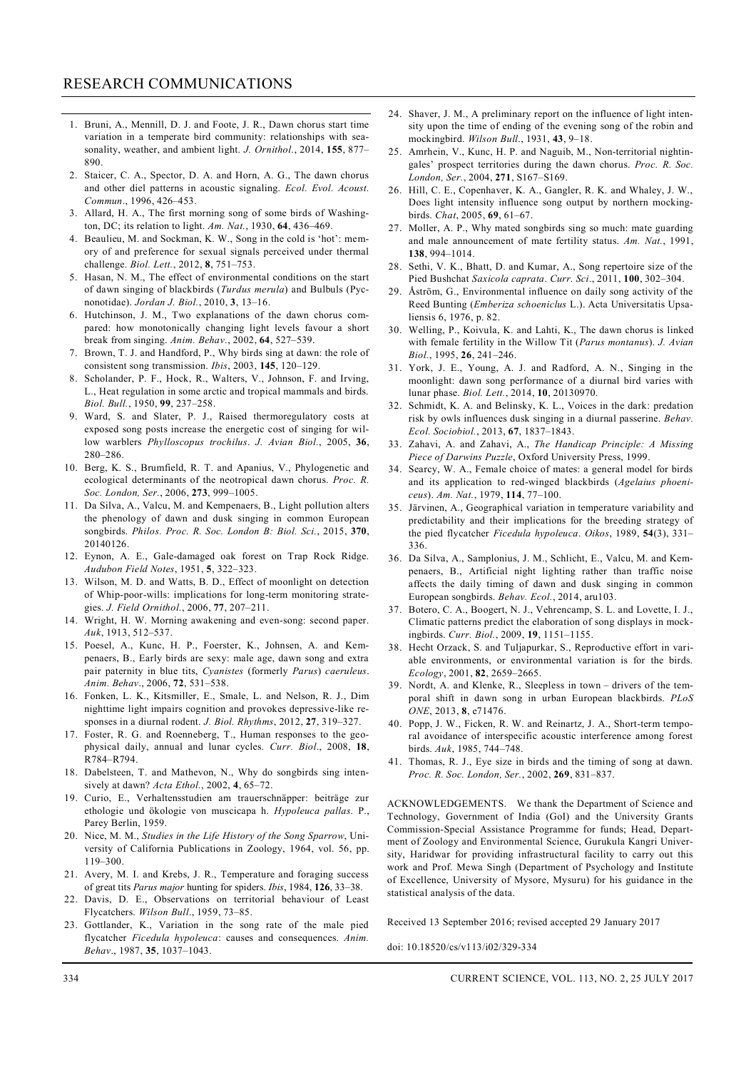1. Bruni, A., Mennill, D. J. and Foote, J. R., Dawn chorus start time variation in a temperate bird community: relationships with seasonality, weather, and ambient light. *J. Ornithol.*, 2014, **155**, 877–890.
2. Staicer, C. A., Spector, D. A. and Horn, A. G., The dawn chorus and other diel patterns in acoustic signaling. *Ecol. Evol. Acoust. Commun*., 1996, 426–453.
3. Allard, H. A., The first morning song of some birds of Washington, DC; its relation to light. *Am. Nat.*, 1930, **64**, 436–469.
4. Beaulieu, M. and Sockman, K. W., Song in the cold is 'hot': memory of and preference for sexual signals perceived under thermal challenge. *Biol. Lett.*, 2012, **8**, 751–753.
5. Hasan, N. M., The effect of environmental conditions on the start of dawn singing of blackbirds (*Turdus merula*) and Bulbuls (Pycnonotidae). *Jordan J. Biol.*, 2010, **3**, 13–16.
6. Hutchinson, J. M., Two explanations of the dawn chorus compared: how monotonically changing light levels favour a short break from singing. *Anim. Behav.*, 2002, **64**, 527–539.
7. Brown, T. J. and Handford, P., Why birds sing at dawn: the role of consistent song transmission. *Ibis*, 2003, **145**, 120–129.
8. Scholander, P. F., Hock, R., Walters, V., Johnson, F. and Irving, L., Heat regulation in some arctic and tropical mammals and birds. *Biol. Bull.*, 1950, **99**, 237–258.
9. Ward, S. and Slater, P. J., Raised thermoregulatory costs at exposed song posts increase the energetic cost of singing for willow warblers *Phylloscopus trochilus*. *J. Avian Biol.*, 2005, **36**, 280–286.
10. Berg, K. S., Brumfield, R. T. and Apanius, V., Phylogenetic and ecological determinants of the neotropical dawn chorus. *Proc. R. Soc. London, Ser.*, 2006, **273**, 999–1005.
11. Da Silva, A., Valcu, M. and Kempenaers, B., Light pollution alters the phenology of dawn and dusk singing in common European songbirds. *Philos. Proc. R. Soc. London B: Biol. Sci.*, 2015, **370**, 20140126.
12. Eynon, A. E., Gale-damaged oak forest on Trap Rock Ridge. *Audubon Field Notes*, 1951, **5**, 322–323.
13. Wilson, M. D. and Watts, B. D., Effect of moonlight on detection of Whip-poor-wills: implications for long-term monitoring strategies. *J. Field Ornithol.*, 2006, **77**, 207–211.
14. Wright, H. W. Morning awakening and even-song: second paper. *Auk*, 1913, 512–537.
15. Poesel, A., Kunc, H. P., Foerster, K., Johnsen, A. and Kempenaers, B., Early birds are sexy: male age, dawn song and extra pair paternity in blue tits, *Cyanistes* (formerly *Parus*) *caeruleus*. *Anim. Behav*., 2006, **72**, 531–538.
16. Fonken, L. K., Kitsmiller, E., Smale, L. and Nelson, R. J., Dim nighttime light impairs cognition and provokes depressive-like responses in a diurnal rodent. *J. Biol. Rhythms*, 2012, **27**, 319–327.
17. Foster, R. G. and Roenneberg, T., Human responses to the geophysical daily, annual and lunar cycles. *Curr. Biol*., 2008, **18**, R784–R794.
18. Dabelsteen, T. and Mathevon, N., Why do songbirds sing intensively at dawn? *Acta Ethol.*, 2002, **4**, 65–72.
19. Curio, E., Verhaltensstudien am trauerschnäpper: beiträge zur ethologie und ökologie von muscicapa h. *Hypoleuca pallas*. P., Parey Berlin, 1959.
20. Nice, M. M., *Studies in the Life History of the Song Sparrow*, University of California Publications in Zoology, 1964, vol. 56, pp. 119–300.
21. Avery, M. I. and Krebs, J. R., Temperature and foraging success of great tits *Parus major* hunting for spiders. *Ibis*, 1984, **126**, 33–38.
22. Davis, D. E., Observations on territorial behaviour of Least Flycatchers. *Wilson Bull*., 1959, 73–85.
23. Gottlander, K., Variation in the song rate of the male pied flycatcher *Ficedula hypoleuca*: causes and consequences. *Anim. Behav*., 1987, **35**, 1037–1043.
24. Shaver, J. M., A preliminary report on the influence of light intensity upon the time of ending of the evening song of the robin and mockingbird. *Wilson Bull*., 1931, **43**, 9–18.
25. Amrhein, V., Kunc, H. P. and Naguib, M., Non-territorial nightingales' prospect territories during the dawn chorus. *Proc. R. Soc. London, Ser.*, 2004, **271**, S167–S169.
26. Hill, C. E., Copenhaver, K. A., Gangler, R. K. and Whaley, J. W., Does light intensity influence song output by northern mockingbirds. *Chat*, 2005, **69**, 61–67.
27. Moller, A. P., Why mated songbirds sing so much: mate guarding and male announcement of mate fertility status. *Am. Nat.*, 1991, **138**, 994–1014.
28. Sethi, V. K., Bhatt, D. and Kumar, A., Song repertoire size of the Pied Bushchat *Saxicola caprata*. *Curr. Sci*., 2011, **100**, 302–304.
29. Åström, G., Environmental influence on daily song activity of the Reed Bunting (*Emberiza schoeniclus* L.). Acta Universitatis Upsaliensis 6, 1976, p. 82.
30. Welling, P., Koivula, K. and Lahti, K., The dawn chorus is linked with female fertility in the Willow Tit (*Parus montanus*). *J. Avian Biol.*, 1995, **26**, 241–246.
31. York, J. E., Young, A. J. and Radford, A. N., Singing in the moonlight: dawn song performance of a diurnal bird varies with lunar phase. *Biol. Lett.*, 2014, **10**, 20130970.
32. Schmidt, K. A. and Belinsky, K. L., Voices in the dark: predation risk by owls influences dusk singing in a diurnal passerine. *Behav. Ecol. Sociobiol.*, 2013, **67**, 1837–1843.
33. Zahavi, A. and Zahavi, A., *The Handicap Principle: A Missing Piece of Darwins Puzzle*, Oxford University Press, 1999.
34. Searcy, W. A., Female choice of mates: a general model for birds and its application to red-winged blackbirds (*Agelaius phoeniceus*). *Am. Nat.*, 1979, **114**, 77–100.
35. Järvinen, A., Geographical variation in temperature variability and predictability and their implications for the breeding strategy of the pied flycatcher *Ficedula hypoleuca*. *Oikos*, 1989, **54**(3), 331–336.
36. Da Silva, A., Samplonius, J. M., Schlicht, E., Valcu, M. and Kempenaers, B., Artificial night lighting rather than traffic noise affects the daily timing of dawn and dusk singing in common European songbirds. *Behav. Ecol.*, 2014, aru103.
37. Botero, C. A., Boogert, N. J., Vehrencamp, S. L. and Lovette, I. J., Climatic patterns predict the elaboration of song displays in mockingbirds. *Curr. Biol.*, 2009, **19**, 1151–1155.
38. Hecht Orzack, S. and Tuljapurkar, S., Reproductive effort in variable environments, or environmental variation is for the birds. *Ecology*, 2001, **82**, 2659–2665.
39. Nordt, A. and Klenke, R., Sleepless in town – drivers of the temporal shift in dawn song in urban European blackbirds. *PLoS ONE*, 2013, **8**, e71476.
40. Popp, J. W., Ficken, R. W. and Reinartz, J. A., Short-term temporal avoidance of interspecific acoustic interference among forest birds. *Auk*, 1985, 744–748.
41. Thomas, R. J., Eye size in birds and the timing of song at dawn. *Proc. R. Soc. London, Ser.*, 2002, **269**, 831–837.

ACKNOWLEDGEMENTS. We thank the Department of Science and Technology, Government of India (GoI) and the University Grants Commission-Special Assistance Programme for funds; Head, Department of Zoology and Environmental Science, Gurukula Kangri University, Haridwar for providing infrastructural facility to carry out this work and Prof. Mewa Singh (Department of Psychology and Institute of Excellence, University of Mysore, Mysuru) for his guidance in the statistical analysis of the data.

Received 13 September 2016; revised accepted 29 January 2017

doi: 10.18520/cs/v113/i02/329-334